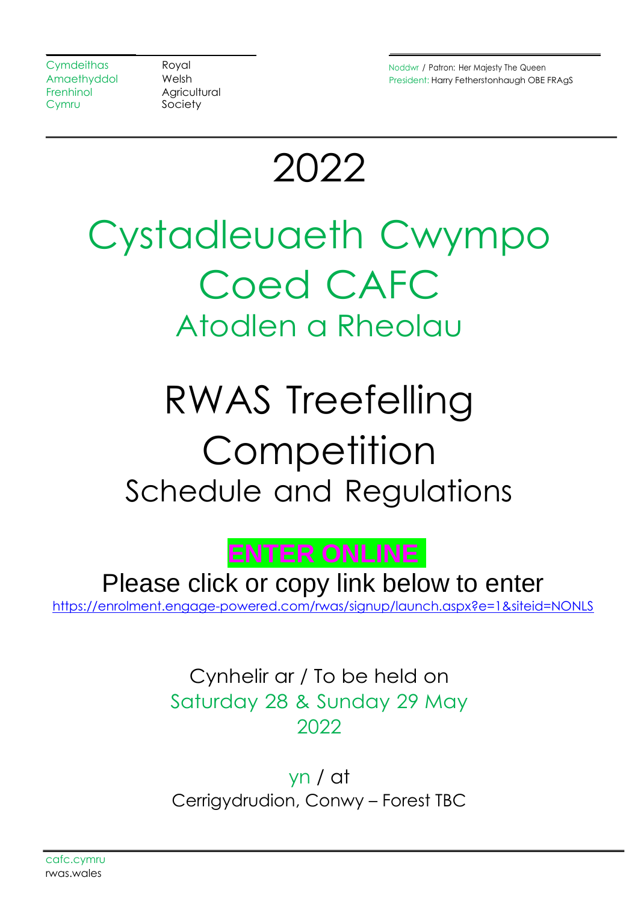Cymdeithas Amaethyddol Frenhinol Cymru

Royal Welsh Agricultural Society

Noddwr / Patron: Her Majesty The Queen
President: Harry Fetherstonhaugh OBE FRAgS

# 2022

# Cystadleuaeth Cwympo Coed CAFC

## Atodlen a Rheolau

# RWAS Treefelling Competition

## Schedule and Regulations

**ENTER ONLINE**

Please click or copy link below to enter

https://enrolment.engage-powered.com/rwas/signup/launch.aspx?e=1&siteid=NONLS

Cynhelir ar / To be held on

Saturday 28 & Sunday 29 May 2022

yn / at

Cerrigydrudion, Conwy – Forest TBC

cafc.cymru
rwas.wales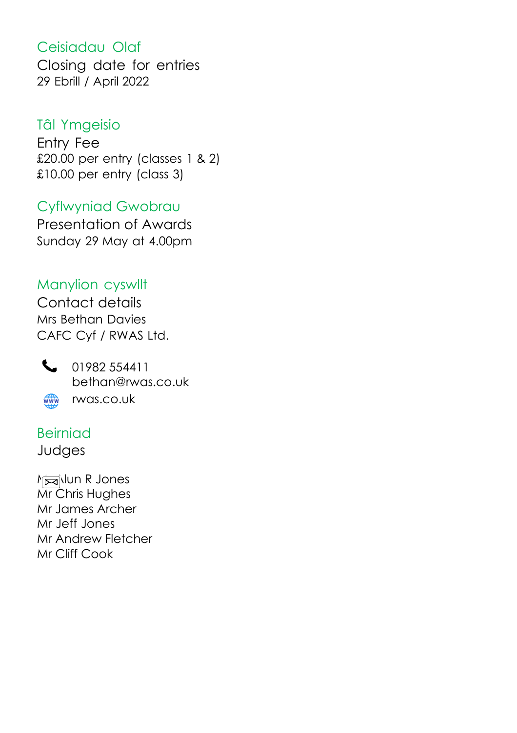## Ceisiadau Olaf

Closing date for entries
29 Ebrill / April 2022

## Tâl Ymgeisio

Entry Fee
£20.00 per entry (classes 1 & 2)
£10.00 per entry (class 3)

## Cyflwyniad Gwobrau

Presentation of Awards
Sunday 29 May at 4.00pm

## Manylion cyswllt

Contact details
Mrs Bethan Davies
CAFC Cyf / RWAS Ltd.

01982 554411
bethan@rwas.co.uk
rwas.co.uk

## Beirniad

Judges

Mr Alun R Jones
Mr Chris Hughes
Mr James Archer
Mr Jeff Jones
Mr Andrew Fletcher
Mr Cliff Cook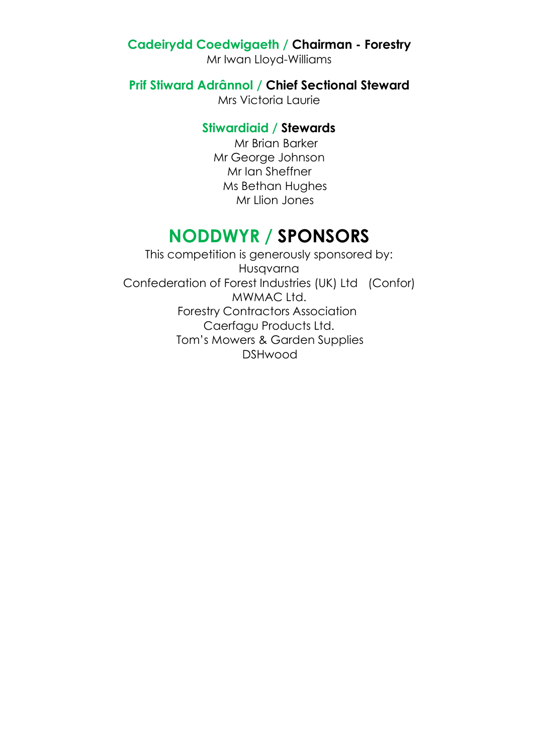### Cadeirydd Coedwigaeth / Chairman - Forestry

Mr Iwan Lloyd-Williams

### Prif Stiward Adrânnol / Chief Sectional Steward

Mrs Victoria Laurie

### Stiwardiaid / Stewards

Mr Brian Barker
Mr George Johnson
Mr Ian Sheffner
Ms Bethan Hughes
Mr Llion Jones

## NODDWYR / SPONSORS

This competition is generously sponsored by:
Husqvarna
Confederation of Forest Industries (UK) Ltd (Confor)
MWMAC Ltd.
Forestry Contractors Association
Caerfagu Products Ltd.
Tom's Mowers & Garden Supplies
DSHwood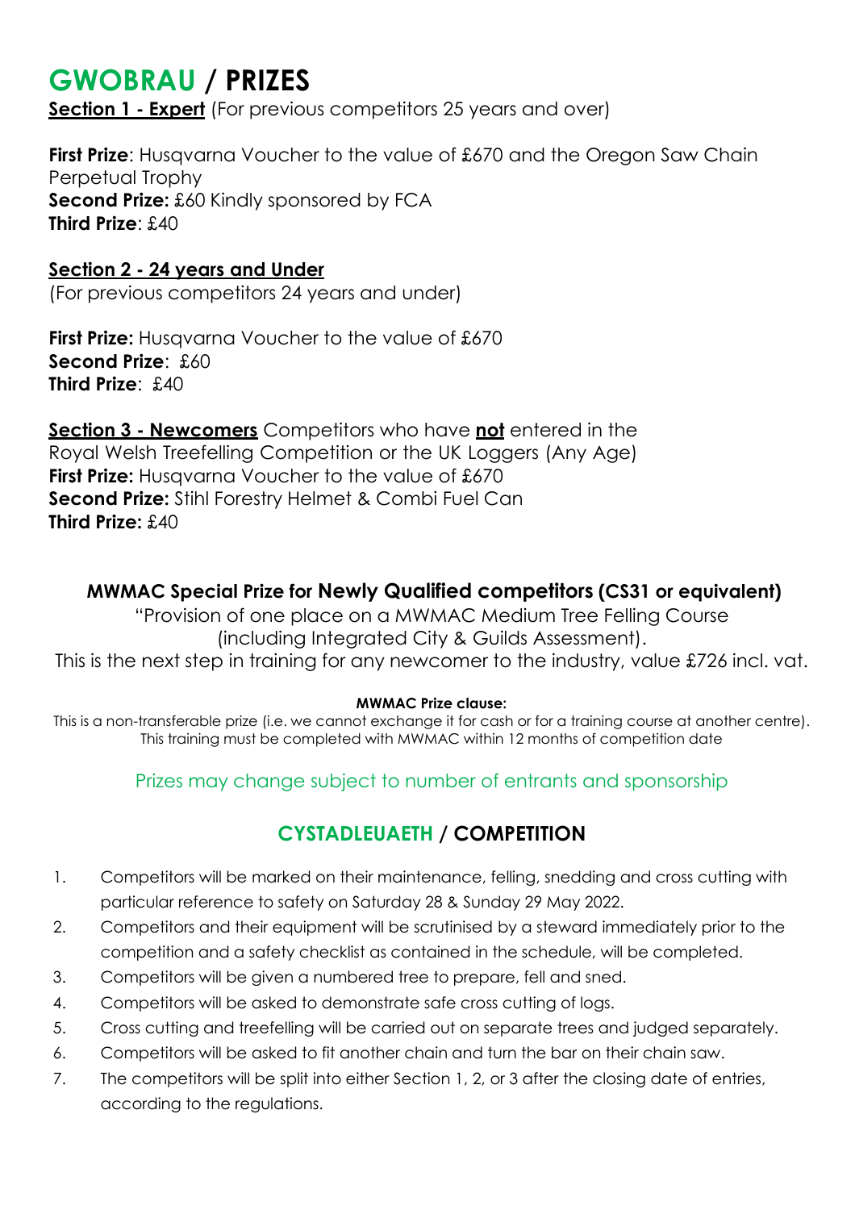# GWOBRAU / PRIZES

**Section 1 - Expert** (For previous competitors 25 years and over)

**First Prize**: Husqvarna Voucher to the value of £670 and the Oregon Saw Chain Perpetual Trophy
**Second Prize:** £60 Kindly sponsored by FCA
**Third Prize**: £40

**Section 2 - 24 years and Under**
(For previous competitors 24 years and under)

**First Prize:** Husqvarna Voucher to the value of £670
**Second Prize**: £60
**Third Prize**: £40

**Section 3 - Newcomers** Competitors who have **not** entered in the Royal Welsh Treefelling Competition or the UK Loggers (Any Age)
**First Prize:** Husqvarna Voucher to the value of £670
**Second Prize:** Stihl Forestry Helmet & Combi Fuel Can
**Third Prize:** £40

### MWMAC Special Prize for Newly Qualified competitors (CS31 or equivalent)

"Provision of one place on a MWMAC Medium Tree Felling Course (including Integrated City & Guilds Assessment).
This is the next step in training for any newcomer to the industry, value £726 incl. vat.

**MWMAC Prize clause:**
This is a non-transferable prize (i.e. we cannot exchange it for cash or for a training course at another centre). This training must be completed with MWMAC within 12 months of competition date

Prizes may change subject to number of entrants and sponsorship

## CYSTADLEUAETH / COMPETITION

1. Competitors will be marked on their maintenance, felling, snedding and cross cutting with particular reference to safety on Saturday 28 & Sunday 29 May 2022.
2. Competitors and their equipment will be scrutinised by a steward immediately prior to the competition and a safety checklist as contained in the schedule, will be completed.
3. Competitors will be given a numbered tree to prepare, fell and sned.
4. Competitors will be asked to demonstrate safe cross cutting of logs.
5. Cross cutting and treefelling will be carried out on separate trees and judged separately.
6. Competitors will be asked to fit another chain and turn the bar on their chain saw.
7. The competitors will be split into either Section 1, 2, or 3 after the closing date of entries, according to the regulations.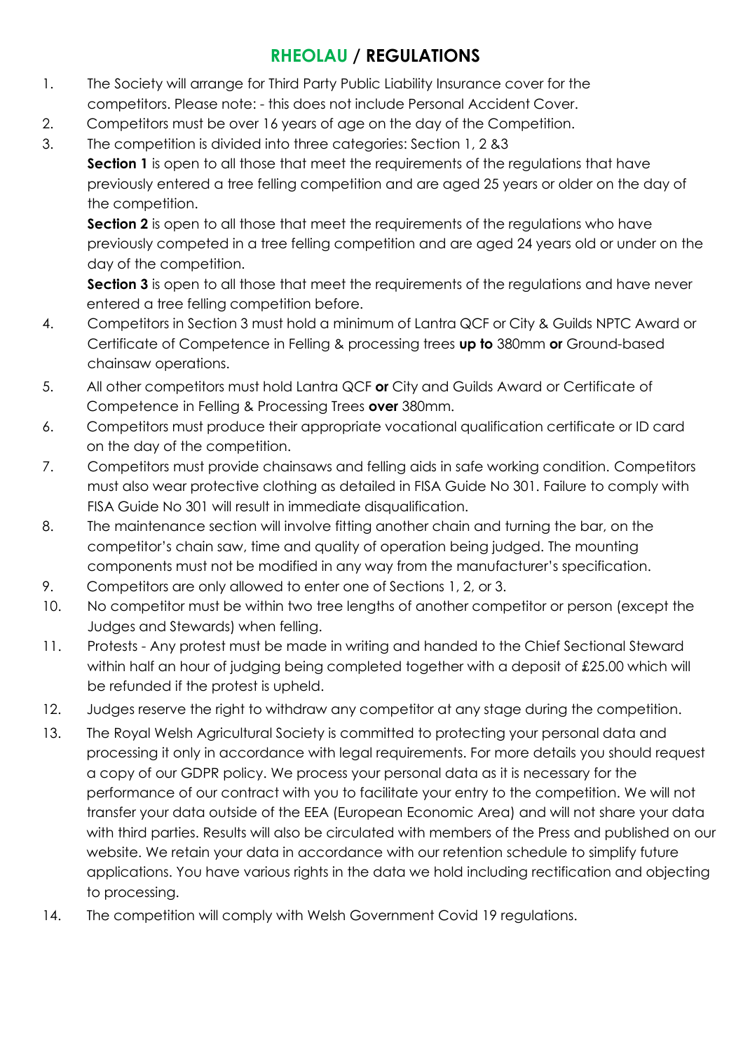## **RHEOLAU / REGULATIONS**

1. The Society will arrange for Third Party Public Liability Insurance cover for the competitors. Please note: - this does not include Personal Accident Cover.
2. Competitors must be over 16 years of age on the day of the Competition.
3. The competition is divided into three categories: Section 1, 2 &3

   **Section 1** is open to all those that meet the requirements of the regulations that have previously entered a tree felling competition and are aged 25 years or older on the day of the competition.

   **Section 2** is open to all those that meet the requirements of the regulations who have previously competed in a tree felling competition and are aged 24 years old or under on the day of the competition.

   **Section 3** is open to all those that meet the requirements of the regulations and have never entered a tree felling competition before.
4. Competitors in Section 3 must hold a minimum of Lantra QCF or City & Guilds NPTC Award or Certificate of Competence in Felling & processing trees **up to** 380mm **or** Ground-based chainsaw operations.
5. All other competitors must hold Lantra QCF **or** City and Guilds Award or Certificate of Competence in Felling & Processing Trees **over** 380mm.
6. Competitors must produce their appropriate vocational qualification certificate or ID card on the day of the competition.
7. Competitors must provide chainsaws and felling aids in safe working condition. Competitors must also wear protective clothing as detailed in FISA Guide No 301. Failure to comply with FISA Guide No 301 will result in immediate disqualification.
8. The maintenance section will involve fitting another chain and turning the bar, on the competitor's chain saw, time and quality of operation being judged. The mounting components must not be modified in any way from the manufacturer's specification.
9. Competitors are only allowed to enter one of Sections 1, 2, or 3.
10. No competitor must be within two tree lengths of another competitor or person (except the Judges and Stewards) when felling.
11. Protests - Any protest must be made in writing and handed to the Chief Sectional Steward within half an hour of judging being completed together with a deposit of £25.00 which will be refunded if the protest is upheld.
12. Judges reserve the right to withdraw any competitor at any stage during the competition.
13. The Royal Welsh Agricultural Society is committed to protecting your personal data and processing it only in accordance with legal requirements. For more details you should request a copy of our GDPR policy. We process your personal data as it is necessary for the performance of our contract with you to facilitate your entry to the competition. We will not transfer your data outside of the EEA (European Economic Area) and will not share your data with third parties. Results will also be circulated with members of the Press and published on our website. We retain your data in accordance with our retention schedule to simplify future applications. You have various rights in the data we hold including rectification and objecting to processing.
14. The competition will comply with Welsh Government Covid 19 regulations.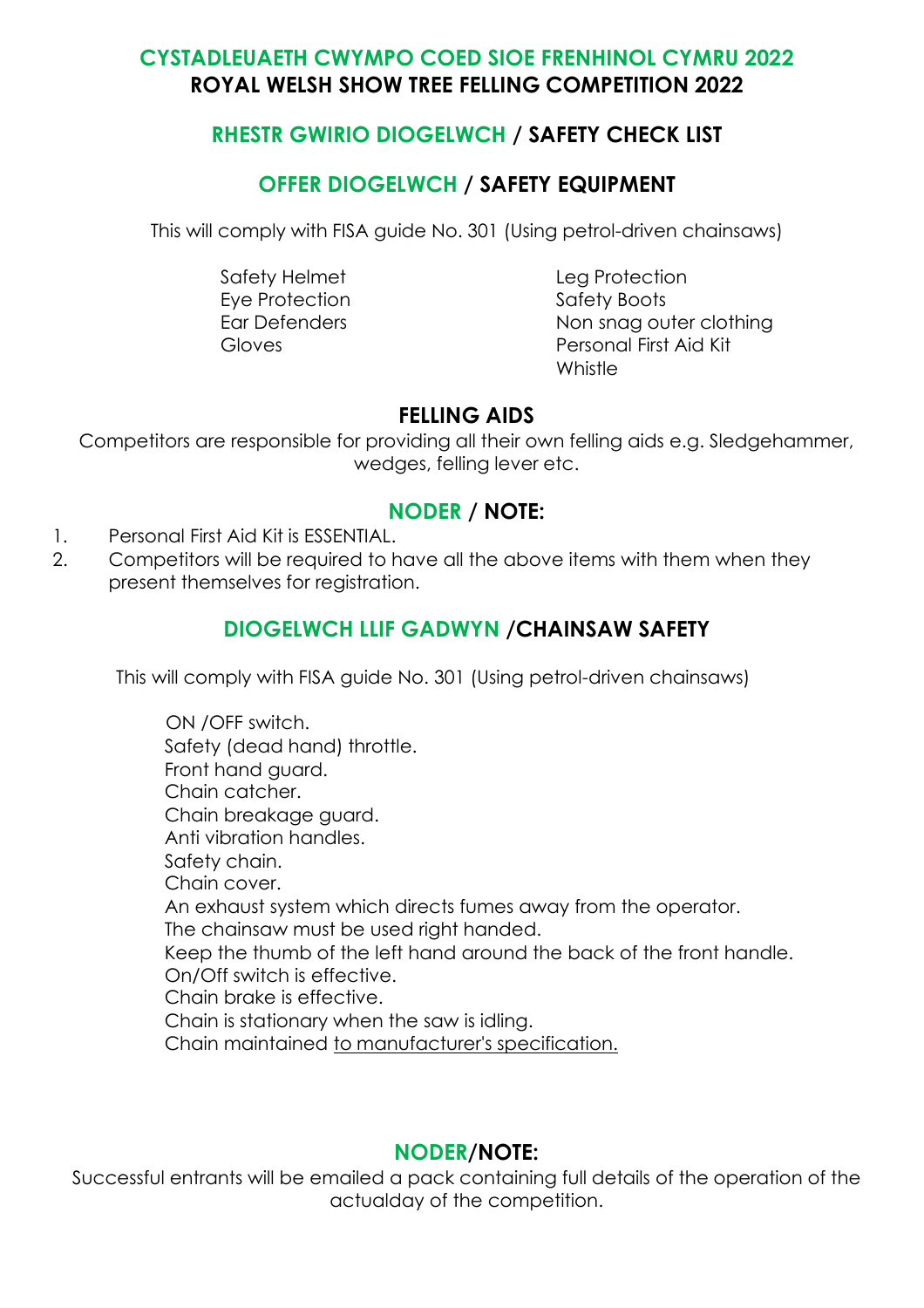# CYSTADLEUAETH CWYMPO COED SIOE FRENHINOL CYMRU 2022
# ROYAL WELSH SHOW TREE FELLING COMPETITION 2022

## RHESTR GWIRIO DIOGELWCH / SAFETY CHECK LIST

## OFFER DIOGELWCH / SAFETY EQUIPMENT

This will comply with FISA guide No. 301 (Using petrol-driven chainsaws)

- Safety Helmet
- Eye Protection
- Ear Defenders
- Gloves
- Leg Protection
- Safety Boots
- Non snag outer clothing
- Personal First Aid Kit
- Whistle

## FELLING AIDS

Competitors are responsible for providing all their own felling aids e.g. Sledgehammer, wedges, felling lever etc.

## NODER / NOTE:

1. Personal First Aid Kit is ESSENTIAL.
2. Competitors will be required to have all the above items with them when they present themselves for registration.

## DIOGELWCH LLIF GADWYN /CHAINSAW SAFETY

This will comply with FISA guide No. 301 (Using petrol-driven chainsaws)

ON /OFF switch.
Safety (dead hand) throttle.
Front hand guard.
Chain catcher.
Chain breakage guard.
Anti vibration handles.
Safety chain.
Chain cover.
An exhaust system which directs fumes away from the operator.
The chainsaw must be used right handed.
Keep the thumb of the left hand around the back of the front handle.
On/Off switch is effective.
Chain brake is effective.
Chain is stationary when the saw is idling.
Chain maintained to manufacturer's specification.

## NODER/NOTE:

Successful entrants will be emailed a pack containing full details of the operation of the actualday of the competition.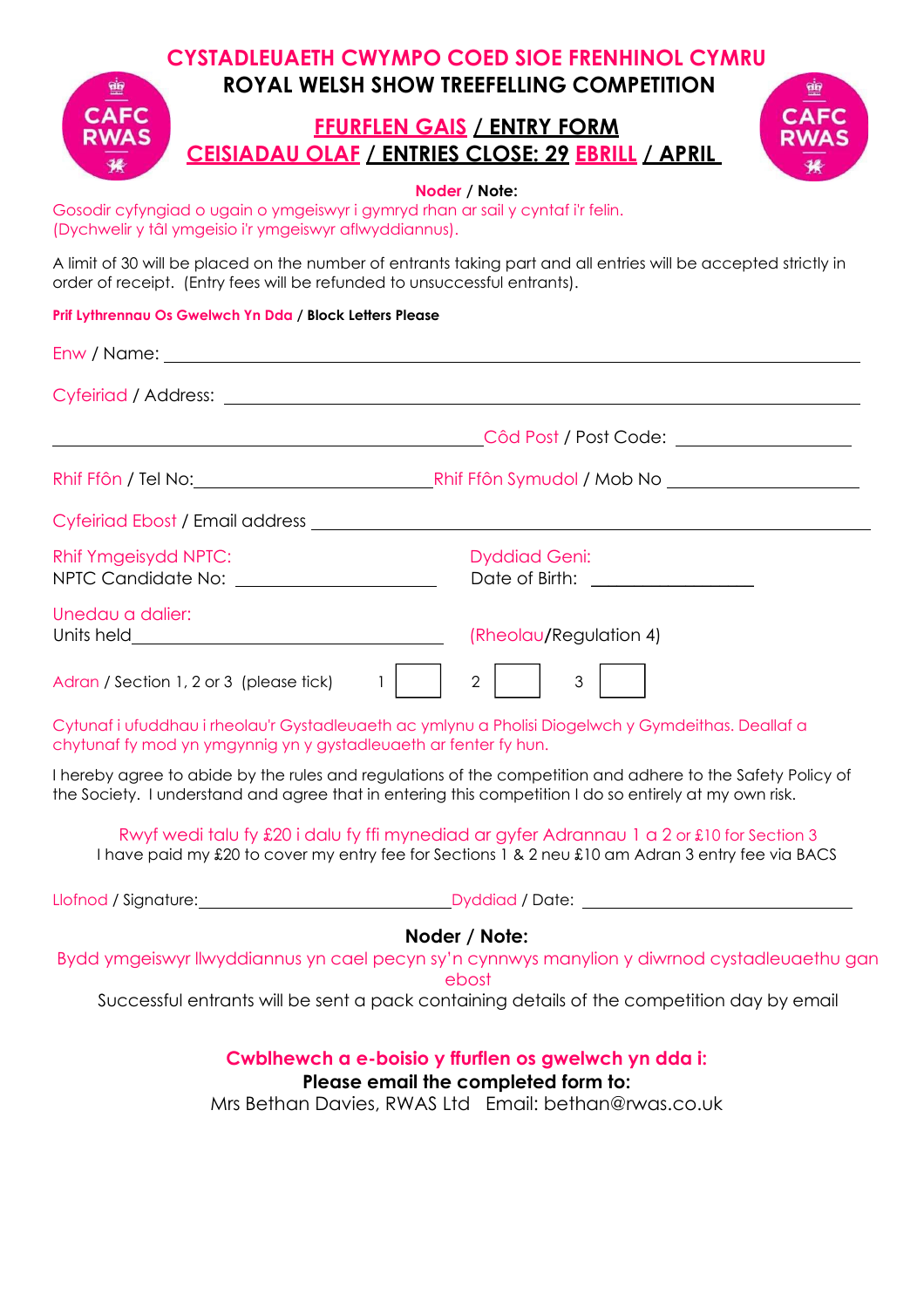# CYSTADLEUAETH CWYMPO COED SIOE FRENHINOL CYMRU

## ROYAL WELSH SHOW TREEFELLING COMPETITION

CAFC RWAS

## FFURFLEN GAIS / ENTRY FORM

## CEISIADAU OLAF / ENTRIES CLOSE: 29 EBRILL / APRIL

**Noder / Note:**

Gosodir cyfyngiad o ugain o ymgeiswyr i gymryd rhan ar sail y cyntaf i'r felin.
(Dychwelir y tâl ymgeisio i'r ymgeiswyr aflwyddiannus).

A limit of 30 will be placed on the number of entrants taking part and all entries will be accepted strictly in order of receipt. (Entry fees will be refunded to unsuccessful entrants).

**Prif Lythrennau Os Gwelwch Yn Dda / Block Letters Please**

Enw / Name: ______________________________

Cyfeiriad / Address: ______________________________

______________________________ Côd Post / Post Code: ______________

Rhif Ffôn / Tel No: ______________ Rhif Ffôn Symudol / Mob No ______________

Cyfeiriad Ebost / Email address ______________________________

Rhif Ymgeisydd NPTC:
NPTC Candidate No: ______________

Dyddiad Geni:
Date of Birth: ______________

Unedau a dalier:
Units held ______________ (Rheolau/Regulation 4)

Adran / Section 1, 2 or 3 (please tick) 1 ☐ 2 ☐ 3 ☐

Cytunaf i ufuddhau i rheolau'r Gystadleuaeth ac ymlynu a Pholisi Diogelwch y Gymdeithas. Deallaf a chytunaf fy mod yn ymgynnig yn y gystadleuaeth ar fenter fy hun.

I hereby agree to abide by the rules and regulations of the competition and adhere to the Safety Policy of the Society. I understand and agree that in entering this competition I do so entirely at my own risk.

Rwyf wedi talu fy £20 i dalu fy ffi mynediad ar gyfer Adrannau 1 a 2 or £10 for Section 3
I have paid my £20 to cover my entry fee for Sections 1 & 2 neu £10 am Adran 3 entry fee via BACS

Llofnod / Signature: ______________ Dyddiad / Date: ______________

**Noder / Note:**

Bydd ymgeiswyr llwyddiannus yn cael pecyn sy'n cynnwys manylion y diwrnod cystadleuaethu gan ebost

Successful entrants will be sent a pack containing details of the competition day by email

**Cwblhewch a e-boisio y ffurflen os gwelwch yn dda i:**

**Please email the completed form to:**

Mrs Bethan Davies, RWAS Ltd Email: bethan@rwas.co.uk